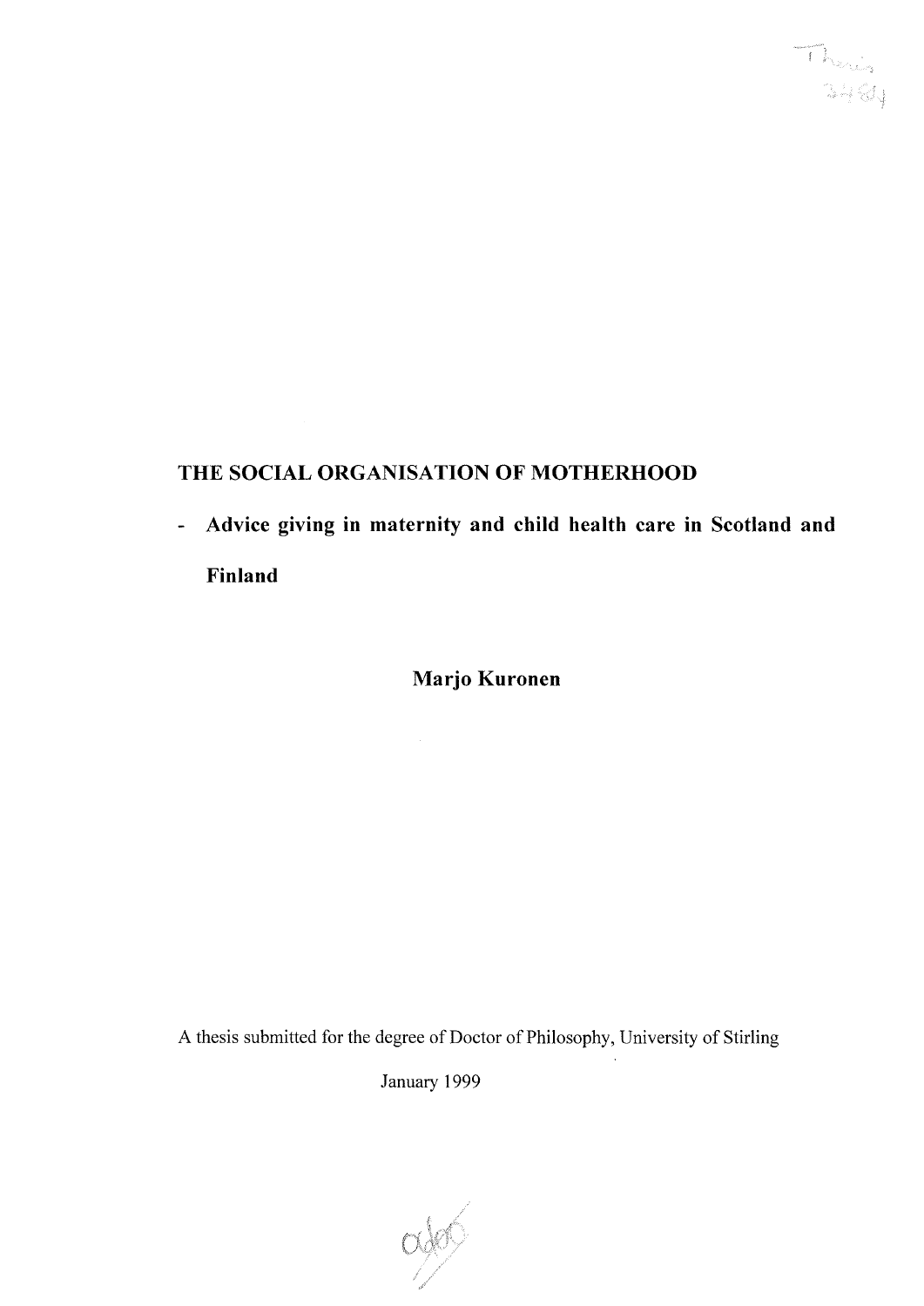# THE SOCIAL ORGANISATION OF MOTHERHOOD

## - Advice giving in maternity and child health care in Scotland and Finland

**Marjo Kuronen**

A thesis submitted for the degree of Doctor of Philosophy, University of Stirling

January 1999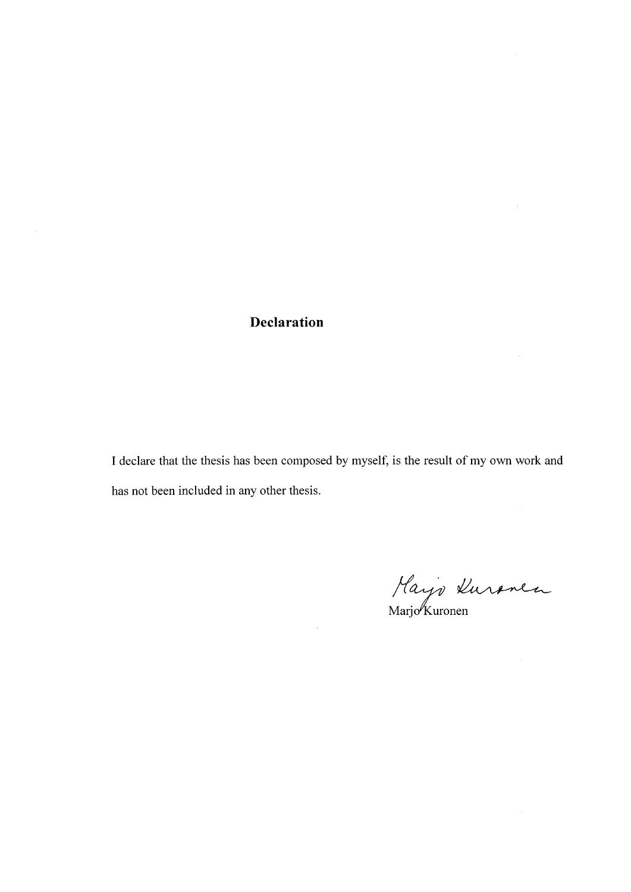## Declaration

I declare that the thesis has been composed by myself, is the result of my own work and has not been included in any other thesis.

Marjo Kuronen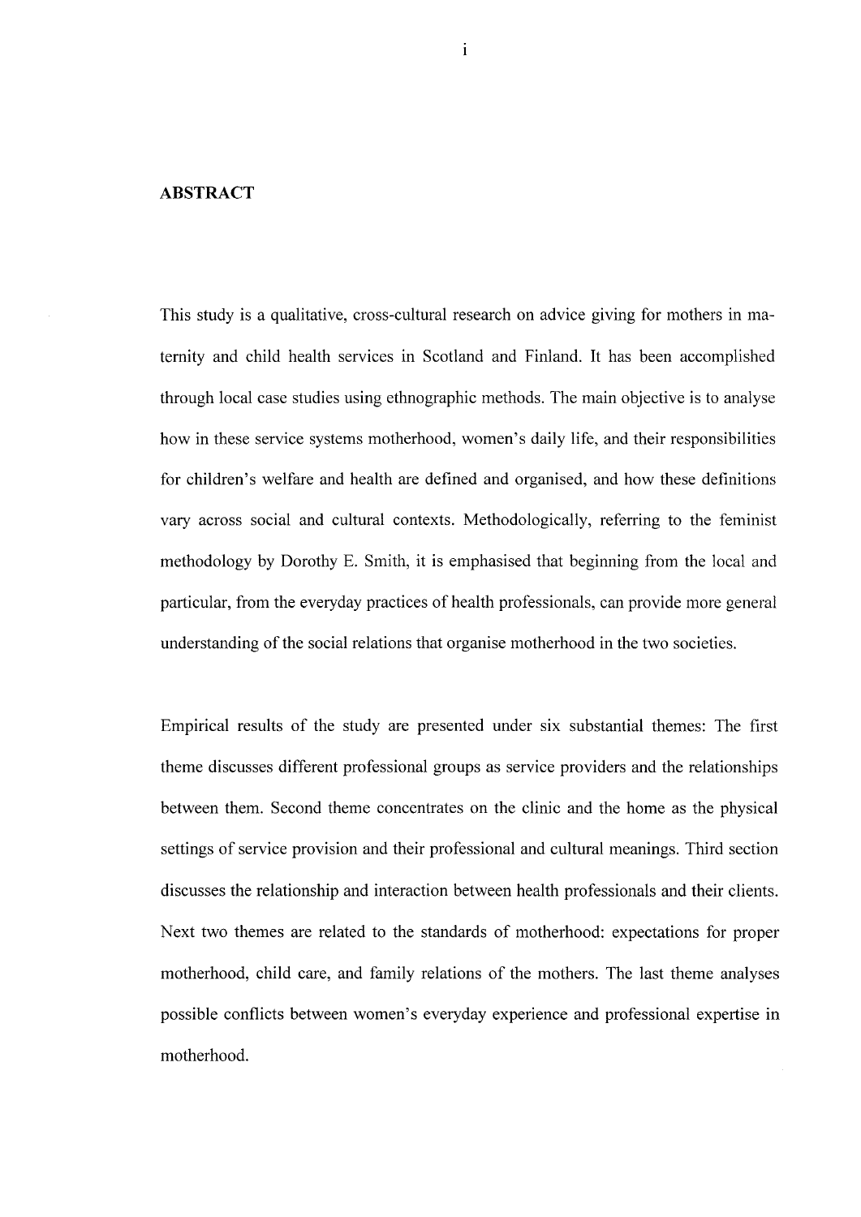## ABSTRACT

This study is a qualitative, cross-cultural research on advice giving for mothers in maternity and child health services in Scotland and Finland. It has been accomplished through local case studies using ethnographic methods. The main objective is to analyse how in these service systems motherhood, women's daily life, and their responsibilities for children's welfare and health are defined and organised, and how these definitions vary across social and cultural contexts. Methodologically, referring to the feminist methodology by Dorothy E. Smith, it is emphasised that beginning from the local and particular, from the everyday practices of health professionals, can provide more general understanding of the social relations that organise motherhood in the two societies.

Empirical results of the study are presented under six substantial themes: The first theme discusses different professional groups as service providers and the relationships between them. Second theme concentrates on the clinic and the home as the physical settings of service provision and their professional and cultural meanings. Third section discusses the relationship and interaction between health professionals and their clients. Next two themes are related to the standards of motherhood: expectations for proper motherhood, child care, and family relations of the mothers. The last theme analyses possible conflicts between women's everyday experience and professional expertise in motherhood.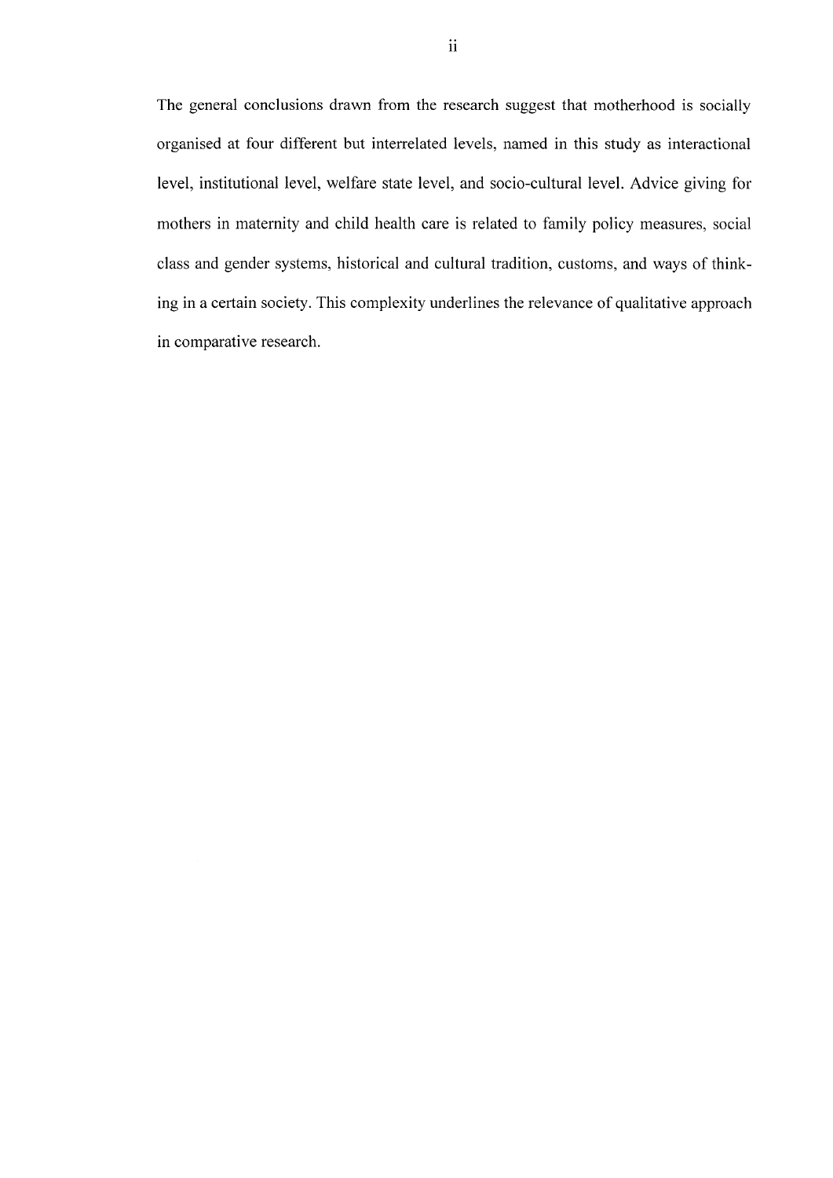The general conclusions drawn from the research suggest that motherhood is socially organised at four different but interrelated levels, named in this study as interactional level, institutional level, welfare state level, and socio-cultural level. Advice giving for mothers in maternity and child health care is related to family policy measures, social class and gender systems, historical and cultural tradition, customs, and ways of thinking in a certain society. This complexity underlines the relevance of qualitative approach in comparative research.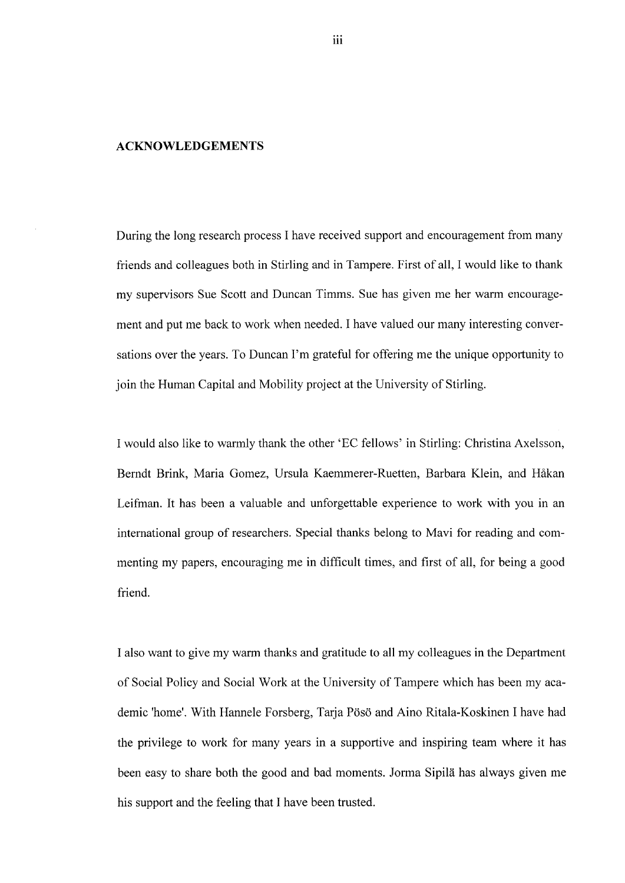## ACKNOWLEDGEMENTS

During the long research process I have received support and encouragement from many friends and colleagues both in Stirling and in Tampere. First of all, I would like to thank my supervisors Sue Scott and Duncan Timms. Sue has given me her warm encouragement and put me back to work when needed. I have valued our many interesting conversations over the years. To Duncan I'm grateful for offering me the unique opportunity to join the Human Capital and Mobility project at the University of Stirling.

I would also like to warmly thank the other 'EC fellows' in Stirling: Christina Axelsson, Berndt Brink, Maria Gomez, Ursula Kaemmerer-Ruetten, Barbara Klein, and Håkan Leifman. It has been a valuable and unforgettable experience to work with you in an international group of researchers. Special thanks belong to Mavi for reading and commenting my papers, encouraging me in difficult times, and first of all, for being a good friend.

I also want to give my warm thanks and gratitude to all my colleagues in the Department of Social Policy and Social Work at the University of Tampere which has been my academic 'home'. With Hannele Forsberg, Tarja Pösö and Aino Ritala-Koskinen I have had the privilege to work for many years in a supportive and inspiring team where it has been easy to share both the good and bad moments. Jorma Sipilä has always given me his support and the feeling that I have been trusted.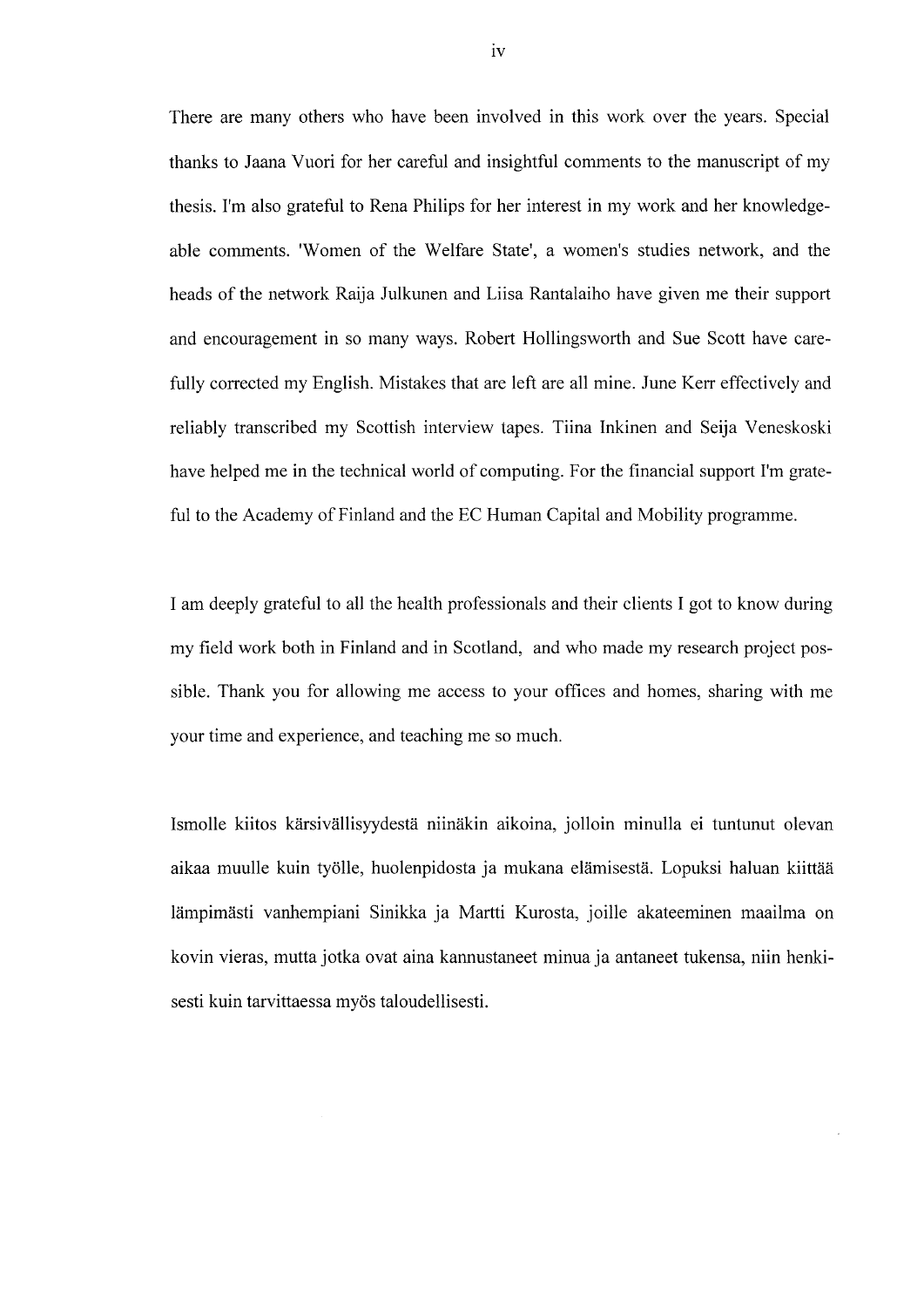There are many others who have been involved in this work over the years. Special thanks to Jaana Vuori for her careful and insightful comments to the manuscript of my thesis. I'm also grateful to Rena Philips for her interest in my work and her knowledgeable comments. 'Women of the Welfare State', a women's studies network, and the heads of the network Raija Julkunen and Liisa Rantalaiho have given me their support and encouragement in so many ways. Robert Hollingsworth and Sue Scott have carefully corrected my English. Mistakes that are left are all mine. June Kerr effectively and reliably transcribed my Scottish interview tapes. Tiina Inkinen and Seija Veneskoski have helped me in the technical world of computing. For the financial support I'm grateful to the Academy of Finland and the EC Human Capital and Mobility programme.

I am deeply grateful to all the health professionals and their clients I got to know during my field work both in Finland and in Scotland, and who made my research project possible. Thank you for allowing me access to your offices and homes, sharing with me your time and experience, and teaching me so much.

Ismolle kiitos kärsivällisyydestä niinäkin aikoina, jolloin minulla ei tuntunut olevan aikaa muulle kuin työlle, huolenpidosta ja mukana elämisestä. Lopuksi haluan kiittää lämpimästi vanhempiani Sinikka ja Martti Kurosta, joille akateeminen maailma on kovin vieras, mutta jotka ovat aina kannustaneet minua ja antaneet tukensa, niin henkisesti kuin tarvittaessa myös taloudellisesti.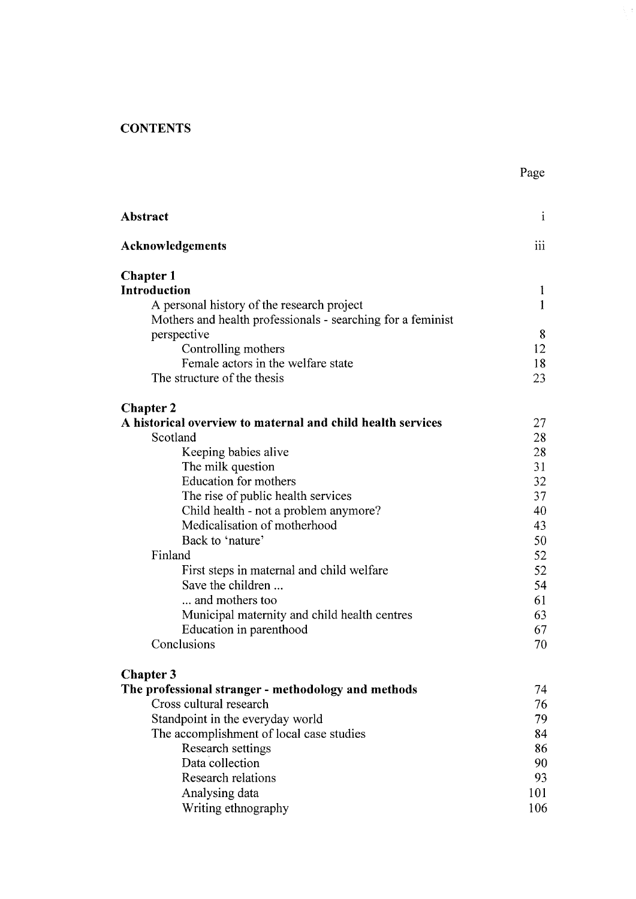# CONTENTS

| | Page |
|---|---|
| **Abstract** | i |
| **Acknowledgements** | iii |
| **Chapter 1** | |
| **Introduction** | 1 |
| A personal history of the research project | 1 |
| Mothers and health professionals - searching for a feminist perspective | 8 |
| Controlling mothers | 12 |
| Female actors in the welfare state | 18 |
| The structure of the thesis | 23 |
| **Chapter 2** | |
| **A historical overview to maternal and child health services** | 27 |
| Scotland | 28 |
| Keeping babies alive | 28 |
| The milk question | 31 |
| Education for mothers | 32 |
| The rise of public health services | 37 |
| Child health - not a problem anymore? | 40 |
| Medicalisation of motherhood | 43 |
| Back to 'nature' | 50 |
| Finland | 52 |
| First steps in maternal and child welfare | 52 |
| Save the children ... | 54 |
| ... and mothers too | 61 |
| Municipal maternity and child health centres | 63 |
| Education in parenthood | 67 |
| Conclusions | 70 |
| **Chapter 3** | |
| **The professional stranger - methodology and methods** | 74 |
| Cross cultural research | 76 |
| Standpoint in the everyday world | 79 |
| The accomplishment of local case studies | 84 |
| Research settings | 86 |
| Data collection | 90 |
| Research relations | 93 |
| Analysing data | 101 |
| Writing ethnography | 106 |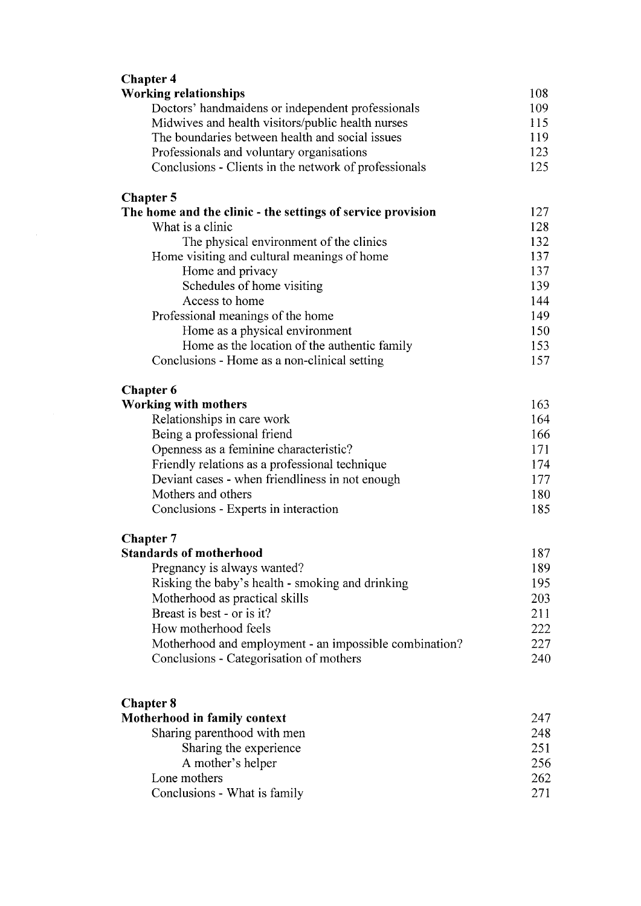**Chapter 4**
**Working relationships** 108

- Doctors' handmaidens or independent professionals 109
- Midwives and health visitors/public health nurses 115
- The boundaries between health and social issues 119
- Professionals and voluntary organisations 123
- Conclusions - Clients in the network of professionals 125

**Chapter 5**
**The home and the clinic - the settings of service provision** 127

- What is a clinic 128
    - The physical environment of the clinics 132
- Home visiting and cultural meanings of home 137
    - Home and privacy 137
    - Schedules of home visiting 139
    - Access to home 144
- Professional meanings of the home 149
    - Home as a physical environment 150
    - Home as the location of the authentic family 153
- Conclusions - Home as a non-clinical setting 157

**Chapter 6**
**Working with mothers** 163

- Relationships in care work 164
- Being a professional friend 166
- Openness as a feminine characteristic? 171
- Friendly relations as a professional technique 174
- Deviant cases - when friendliness in not enough 177
- Mothers and others 180
- Conclusions - Experts in interaction 185

**Chapter 7**
**Standards of motherhood** 187

- Pregnancy is always wanted? 189
- Risking the baby's health - smoking and drinking 195
- Motherhood as practical skills 203
- Breast is best - or is it? 211
- How motherhood feels 222
- Motherhood and employment - an impossible combination? 227
- Conclusions - Categorisation of mothers 240

**Chapter 8**
**Motherhood in family context** 247

- Sharing parenthood with men 248
    - Sharing the experience 251
    - A mother's helper 256
- Lone mothers 262
- Conclusions - What is family 271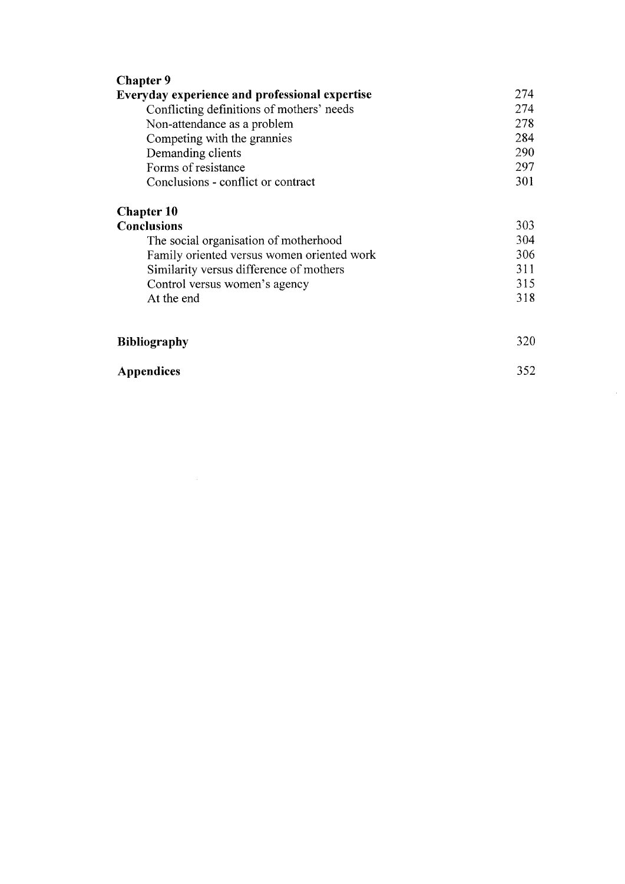**Chapter 9**

| | |
|---|---|
| **Everyday experience and professional expertise** | 274 |
| Conflicting definitions of mothers' needs | 274 |
| Non-attendance as a problem | 278 |
| Competing with the grannies | 284 |
| Demanding clients | 290 |
| Forms of resistance | 297 |
| Conclusions - conflict or contract | 301 |

**Chapter 10**

| | |
|---|---|
| **Conclusions** | 303 |
| The social organisation of motherhood | 304 |
| Family oriented versus women oriented work | 306 |
| Similarity versus difference of mothers | 311 |
| Control versus women's agency | 315 |
| At the end | 318 |

| | |
|---|---|
| **Bibliography** | 320 |
| **Appendices** | 352 |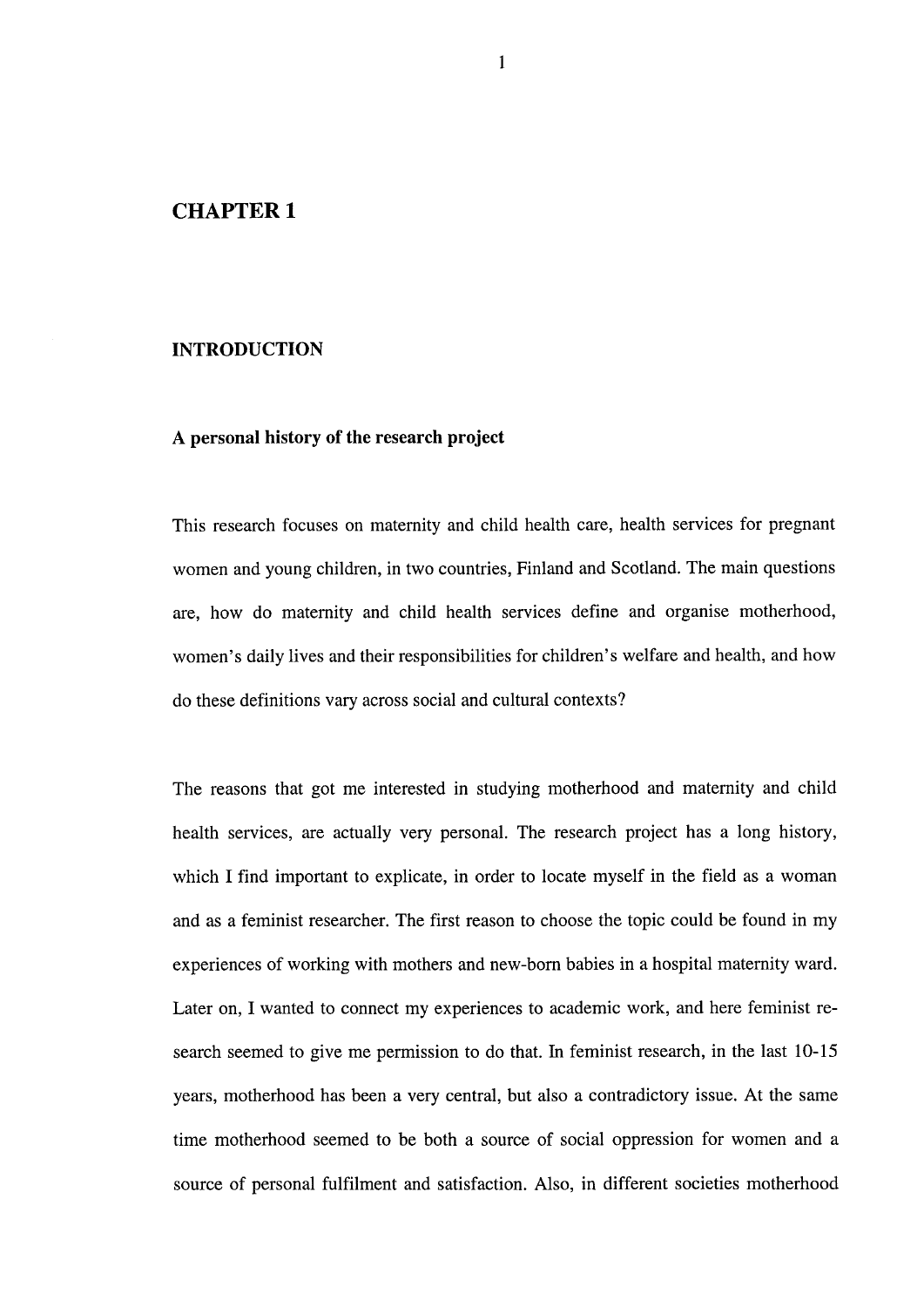# CHAPTER 1

## INTRODUCTION

### A personal history of the research project

This research focuses on maternity and child health care, health services for pregnant women and young children, in two countries, Finland and Scotland. The main questions are, how do maternity and child health services define and organise motherhood, women's daily lives and their responsibilities for children's welfare and health, and how do these definitions vary across social and cultural contexts?

The reasons that got me interested in studying motherhood and maternity and child health services, are actually very personal. The research project has a long history, which I find important to explicate, in order to locate myself in the field as a woman and as a feminist researcher. The first reason to choose the topic could be found in my experiences of working with mothers and new-born babies in a hospital maternity ward. Later on, I wanted to connect my experiences to academic work, and here feminist research seemed to give me permission to do that. In feminist research, in the last 10-15 years, motherhood has been a very central, but also a contradictory issue. At the same time motherhood seemed to be both a source of social oppression for women and a source of personal fulfilment and satisfaction. Also, in different societies motherhood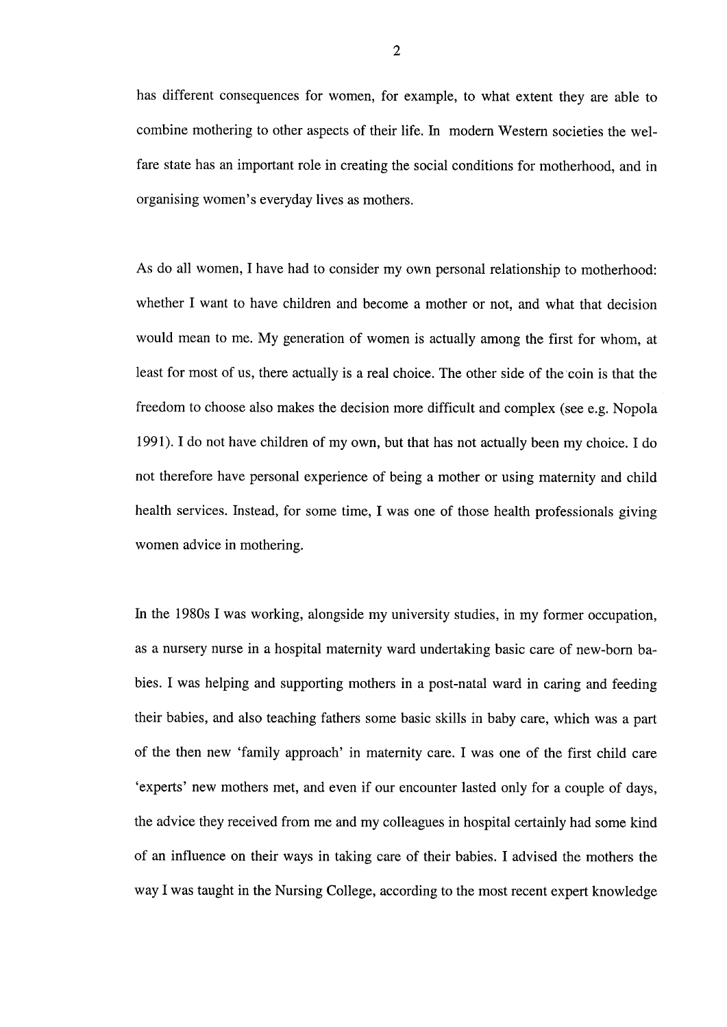has different consequences for women, for example, to what extent they are able to combine mothering to other aspects of their life. In modern Western societies the welfare state has an important role in creating the social conditions for motherhood, and in organising women's everyday lives as mothers.

As do all women, I have had to consider my own personal relationship to motherhood: whether I want to have children and become a mother or not, and what that decision would mean to me. My generation of women is actually among the first for whom, at least for most of us, there actually is a real choice. The other side of the coin is that the freedom to choose also makes the decision more difficult and complex (see e.g. Nopola 1991). I do not have children of my own, but that has not actually been my choice. I do not therefore have personal experience of being a mother or using maternity and child health services. Instead, for some time, I was one of those health professionals giving women advice in mothering.

In the 1980s I was working, alongside my university studies, in my former occupation, as a nursery nurse in a hospital maternity ward undertaking basic care of new-born babies. I was helping and supporting mothers in a post-natal ward in caring and feeding their babies, and also teaching fathers some basic skills in baby care, which was a part of the then new 'family approach' in maternity care. I was one of the first child care 'experts' new mothers met, and even if our encounter lasted only for a couple of days, the advice they received from me and my colleagues in hospital certainly had some kind of an influence on their ways in taking care of their babies. I advised the mothers the way I was taught in the Nursing College, according to the most recent expert knowledge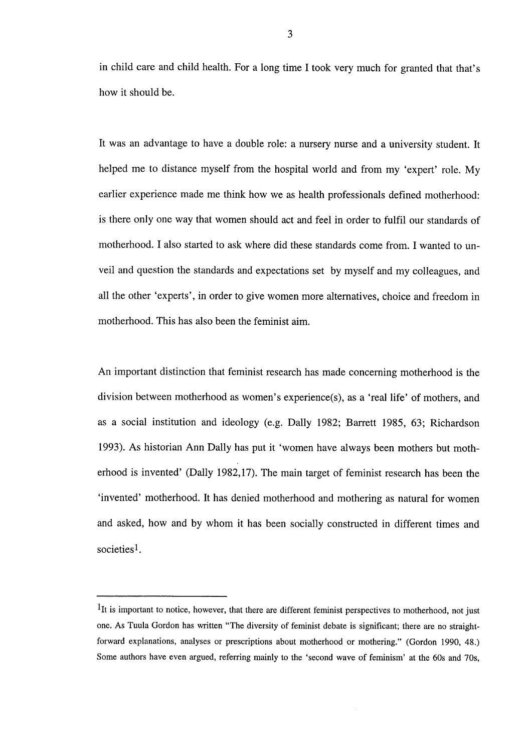in child care and child health. For a long time I took very much for granted that that's how it should be.

It was an advantage to have a double role: a nursery nurse and a university student. It helped me to distance myself from the hospital world and from my 'expert' role. My earlier experience made me think how we as health professionals defined motherhood: is there only one way that women should act and feel in order to fulfil our standards of motherhood. I also started to ask where did these standards come from. I wanted to unveil and question the standards and expectations set by myself and my colleagues, and all the other 'experts', in order to give women more alternatives, choice and freedom in motherhood. This has also been the feminist aim.

An important distinction that feminist research has made concerning motherhood is the division between motherhood as women's experience(s), as a 'real life' of mothers, and as a social institution and ideology (e.g. Dally 1982; Barrett 1985, 63; Richardson 1993). As historian Ann Dally has put it 'women have always been mothers but motherhood is invented' (Dally 1982,17). The main target of feminist research has been the 'invented' motherhood. It has denied motherhood and mothering as natural for women and asked, how and by whom it has been socially constructed in different times and societies[1].

---

[1] It is important to notice, however, that there are different feminist perspectives to motherhood, not just one. As Tuula Gordon has written "The diversity of feminist debate is significant; there are no straightforward explanations, analyses or prescriptions about motherhood or mothering." (Gordon 1990, 48.) Some authors have even argued, referring mainly to the 'second wave of feminism' at the 60s and 70s,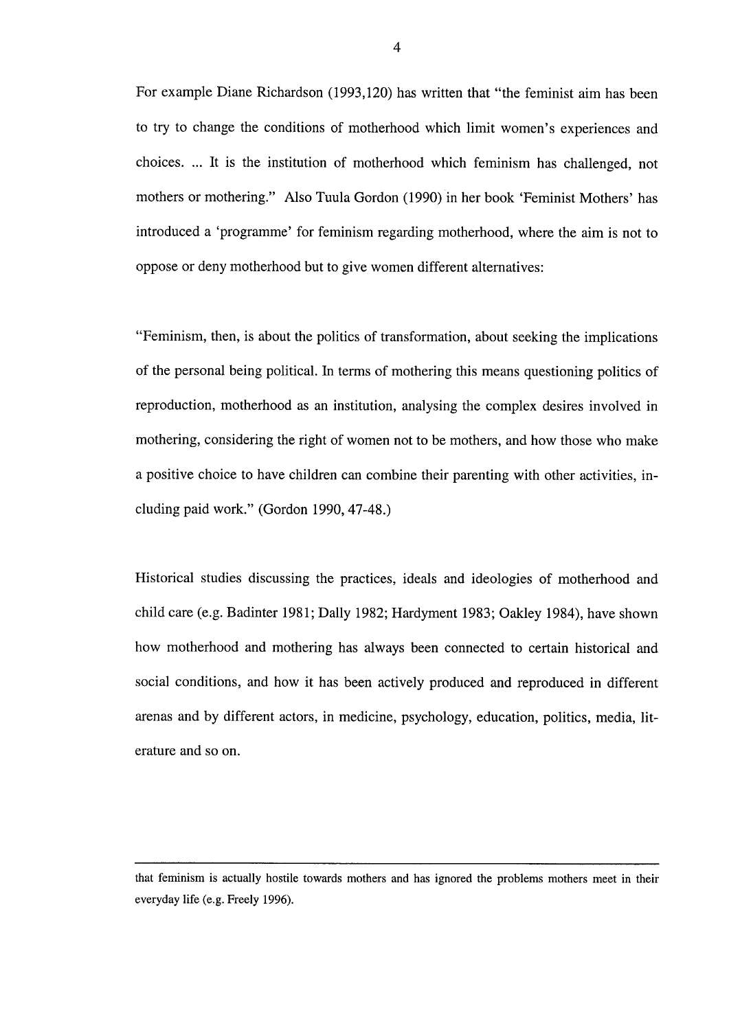For example Diane Richardson (1993,120) has written that "the feminist aim has been to try to change the conditions of motherhood which limit women's experiences and choices. ... It is the institution of motherhood which feminism has challenged, not mothers or mothering." Also Tuula Gordon (1990) in her book 'Feminist Mothers' has introduced a 'programme' for feminism regarding motherhood, where the aim is not to oppose or deny motherhood but to give women different alternatives:

"Feminism, then, is about the politics of transformation, about seeking the implications of the personal being political. In terms of mothering this means questioning politics of reproduction, motherhood as an institution, analysing the complex desires involved in mothering, considering the right of women not to be mothers, and how those who make a positive choice to have children can combine their parenting with other activities, including paid work." (Gordon 1990, 47-48.)

Historical studies discussing the practices, ideals and ideologies of motherhood and child care (e.g. Badinter 1981; Dally 1982; Hardyment 1983; Oakley 1984), have shown how motherhood and mothering has always been connected to certain historical and social conditions, and how it has been actively produced and reproduced in different arenas and by different actors, in medicine, psychology, education, politics, media, literature and so on.

---

that feminism is actually hostile towards mothers and has ignored the problems mothers meet in their everyday life (e.g. Freely 1996).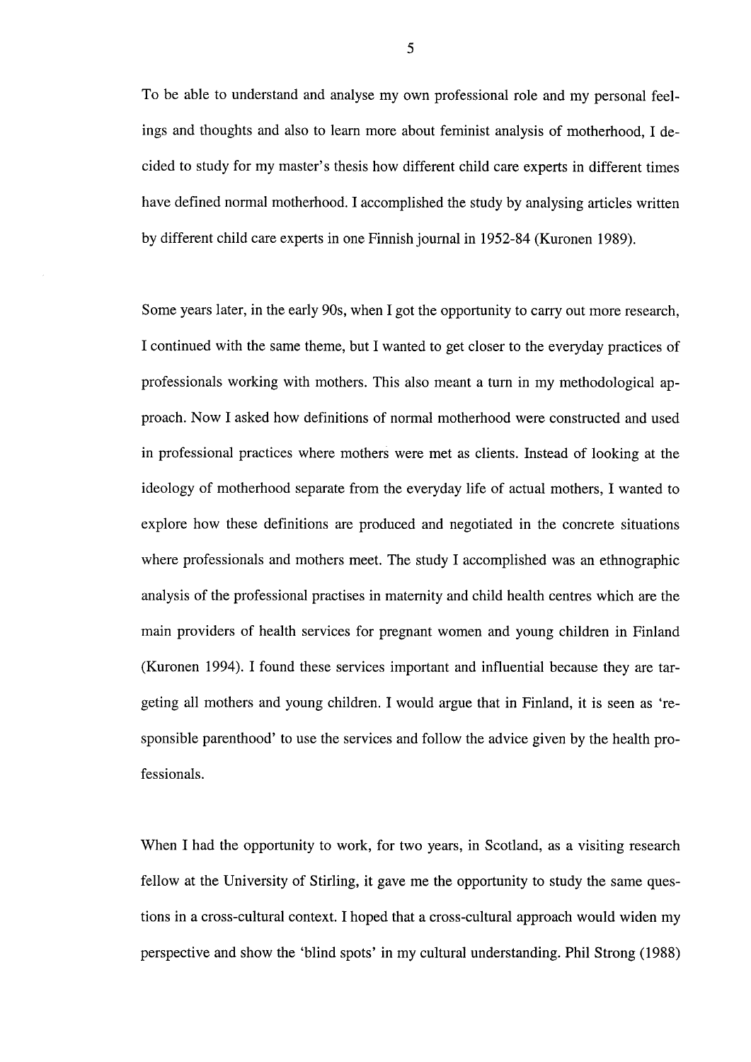To be able to understand and analyse my own professional role and my personal feelings and thoughts and also to learn more about feminist analysis of motherhood, I decided to study for my master's thesis how different child care experts in different times have defined normal motherhood. I accomplished the study by analysing articles written by different child care experts in one Finnish journal in 1952-84 (Kuronen 1989).

Some years later, in the early 90s, when I got the opportunity to carry out more research, I continued with the same theme, but I wanted to get closer to the everyday practices of professionals working with mothers. This also meant a turn in my methodological approach. Now I asked how definitions of normal motherhood were constructed and used in professional practices where mothers were met as clients. Instead of looking at the ideology of motherhood separate from the everyday life of actual mothers, I wanted to explore how these definitions are produced and negotiated in the concrete situations where professionals and mothers meet. The study I accomplished was an ethnographic analysis of the professional practises in maternity and child health centres which are the main providers of health services for pregnant women and young children in Finland (Kuronen 1994). I found these services important and influential because they are targeting all mothers and young children. I would argue that in Finland, it is seen as 'responsible parenthood' to use the services and follow the advice given by the health professionals.

When I had the opportunity to work, for two years, in Scotland, as a visiting research fellow at the University of Stirling, it gave me the opportunity to study the same questions in a cross-cultural context. I hoped that a cross-cultural approach would widen my perspective and show the 'blind spots' in my cultural understanding. Phil Strong (1988)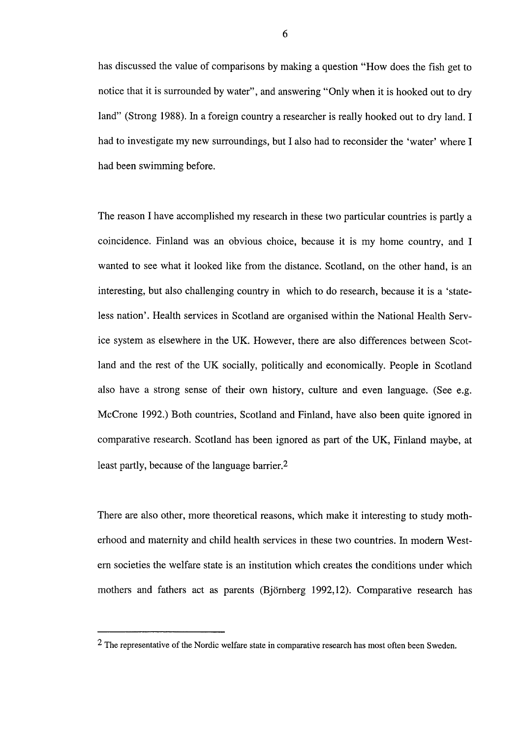has discussed the value of comparisons by making a question "How does the fish get to notice that it is surrounded by water", and answering "Only when it is hooked out to dry land" (Strong 1988). In a foreign country a researcher is really hooked out to dry land. I had to investigate my new surroundings, but I also had to reconsider the 'water' where I had been swimming before.

The reason I have accomplished my research in these two particular countries is partly a coincidence. Finland was an obvious choice, because it is my home country, and I wanted to see what it looked like from the distance. Scotland, on the other hand, is an interesting, but also challenging country in which to do research, because it is a 'stateless nation'. Health services in Scotland are organised within the National Health Service system as elsewhere in the UK. However, there are also differences between Scotland and the rest of the UK socially, politically and economically. People in Scotland also have a strong sense of their own history, culture and even language. (See e.g. McCrone 1992.) Both countries, Scotland and Finland, have also been quite ignored in comparative research. Scotland has been ignored as part of the UK, Finland maybe, at least partly, because of the language barrier.[2]

There are also other, more theoretical reasons, which make it interesting to study motherhood and maternity and child health services in these two countries. In modern Western societies the welfare state is an institution which creates the conditions under which mothers and fathers act as parents (Björnberg 1992,12). Comparative research has

[2] The representative of the Nordic welfare state in comparative research has most often been Sweden.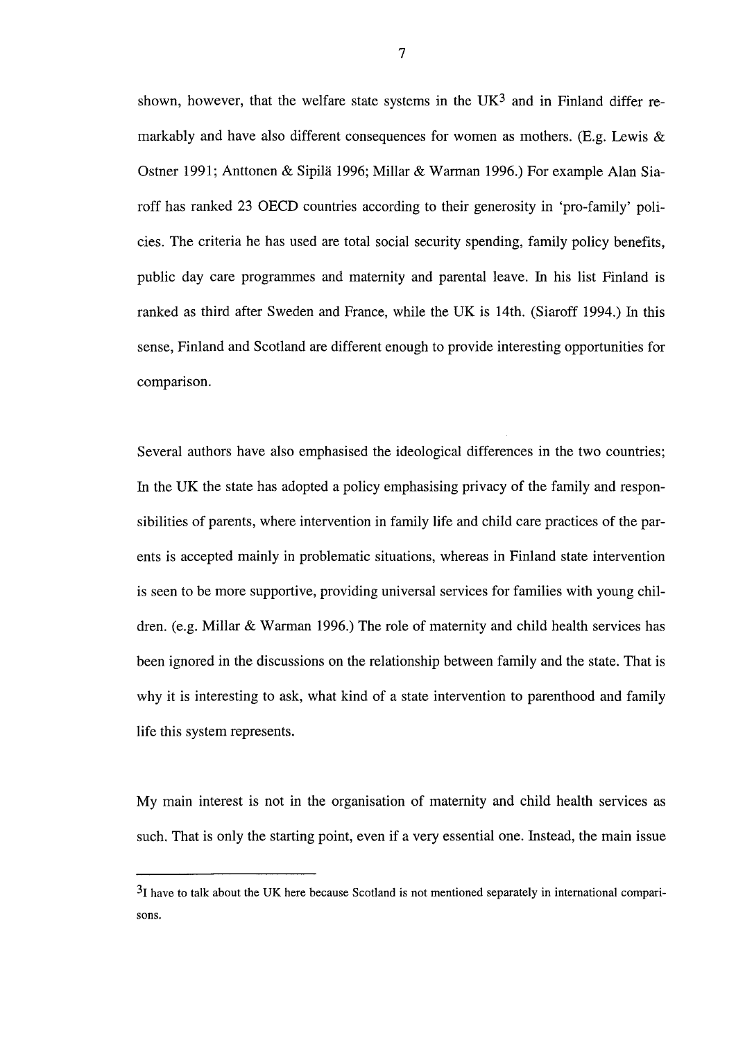shown, however, that the welfare state systems in the UK[3] and in Finland differ remarkably and have also different consequences for women as mothers. (E.g. Lewis & Ostner 1991; Anttonen & Sipilä 1996; Millar & Warman 1996.) For example Alan Siaroff has ranked 23 OECD countries according to their generosity in 'pro-family' policies. The criteria he has used are total social security spending, family policy benefits, public day care programmes and maternity and parental leave. In his list Finland is ranked as third after Sweden and France, while the UK is 14th. (Siaroff 1994.) In this sense, Finland and Scotland are different enough to provide interesting opportunities for comparison.

Several authors have also emphasised the ideological differences in the two countries; In the UK the state has adopted a policy emphasising privacy of the family and responsibilities of parents, where intervention in family life and child care practices of the parents is accepted mainly in problematic situations, whereas in Finland state intervention is seen to be more supportive, providing universal services for families with young children. (e.g. Millar & Warman 1996.) The role of maternity and child health services has been ignored in the discussions on the relationship between family and the state. That is why it is interesting to ask, what kind of a state intervention to parenthood and family life this system represents.

My main interest is not in the organisation of maternity and child health services as such. That is only the starting point, even if a very essential one. Instead, the main issue

---

[3] I have to talk about the UK here because Scotland is not mentioned separately in international comparisons.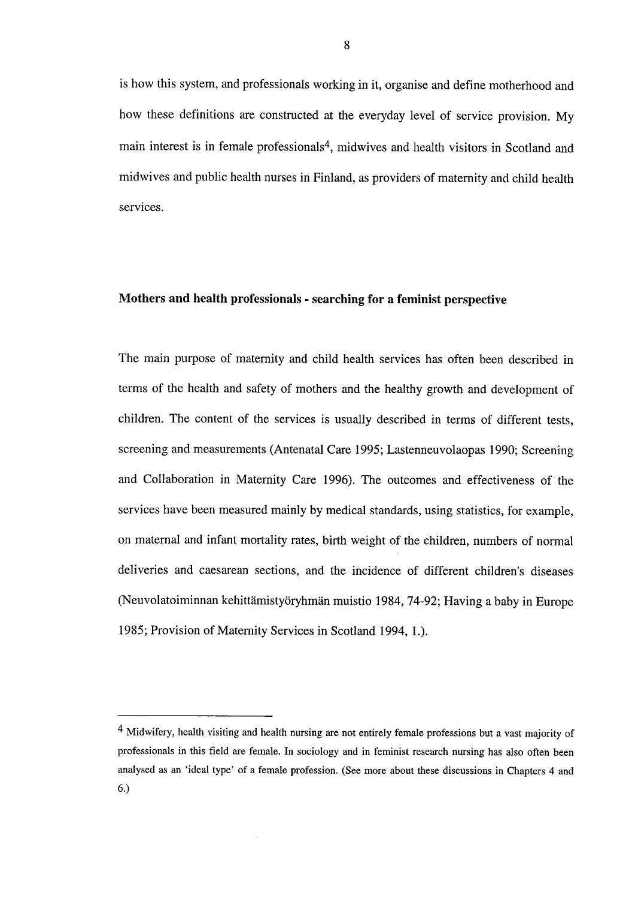is how this system, and professionals working in it, organise and define motherhood and how these definitions are constructed at the everyday level of service provision. My main interest is in female professionals[4], midwives and health visitors in Scotland and midwives and public health nurses in Finland, as providers of maternity and child health services.

## Mothers and health professionals - searching for a feminist perspective

The main purpose of maternity and child health services has often been described in terms of the health and safety of mothers and the healthy growth and development of children. The content of the services is usually described in terms of different tests, screening and measurements (Antenatal Care 1995; Lastenneuvolaopas 1990; Screening and Collaboration in Maternity Care 1996). The outcomes and effectiveness of the services have been measured mainly by medical standards, using statistics, for example, on maternal and infant mortality rates, birth weight of the children, numbers of normal deliveries and caesarean sections, and the incidence of different children's diseases (Neuvolatoiminnan kehittämistyöryhmän muistio 1984, 74-92; Having a baby in Europe 1985; Provision of Maternity Services in Scotland 1994, 1.).

---

[4] Midwifery, health visiting and health nursing are not entirely female professions but a vast majority of professionals in this field are female. In sociology and in feminist research nursing has also often been analysed as an 'ideal type' of a female profession. (See more about these discussions in Chapters 4 and 6.)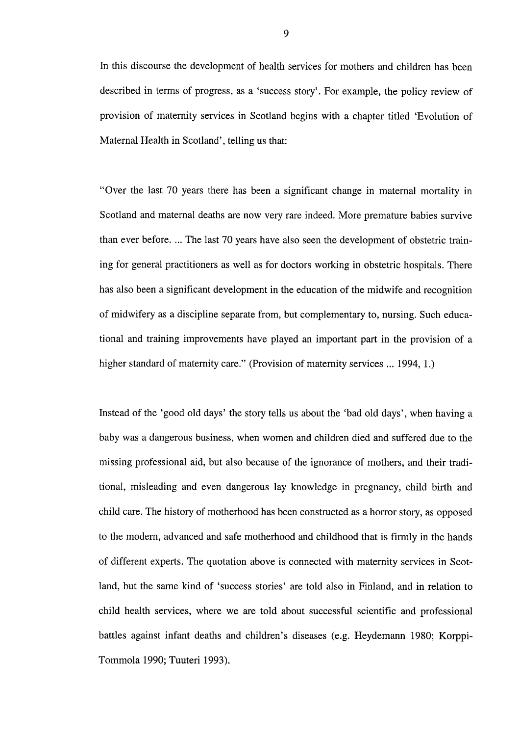In this discourse the development of health services for mothers and children has been described in terms of progress, as a 'success story'. For example, the policy review of provision of maternity services in Scotland begins with a chapter titled 'Evolution of Maternal Health in Scotland', telling us that:

"Over the last 70 years there has been a significant change in maternal mortality in Scotland and maternal deaths are now very rare indeed. More premature babies survive than ever before. ... The last 70 years have also seen the development of obstetric training for general practitioners as well as for doctors working in obstetric hospitals. There has also been a significant development in the education of the midwife and recognition of midwifery as a discipline separate from, but complementary to, nursing. Such educational and training improvements have played an important part in the provision of a higher standard of maternity care." (Provision of maternity services ... 1994, 1.)

Instead of the 'good old days' the story tells us about the 'bad old days', when having a baby was a dangerous business, when women and children died and suffered due to the missing professional aid, but also because of the ignorance of mothers, and their traditional, misleading and even dangerous lay knowledge in pregnancy, child birth and child care. The history of motherhood has been constructed as a horror story, as opposed to the modern, advanced and safe motherhood and childhood that is firmly in the hands of different experts. The quotation above is connected with maternity services in Scotland, but the same kind of 'success stories' are told also in Finland, and in relation to child health services, where we are told about successful scientific and professional battles against infant deaths and children's diseases (e.g. Heydemann 1980; Korppi-Tommola 1990; Tuuteri 1993).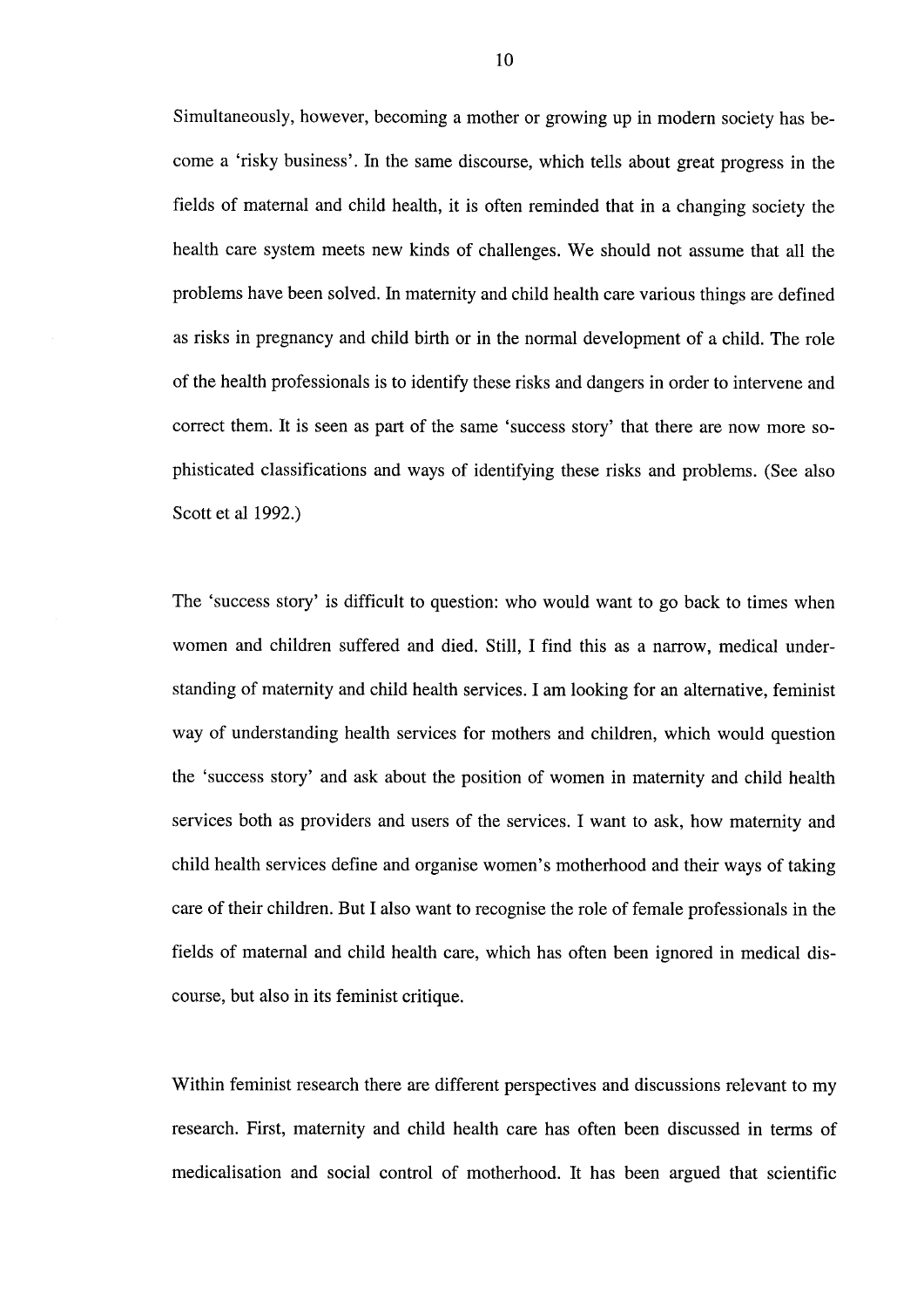Simultaneously, however, becoming a mother or growing up in modern society has become a 'risky business'. In the same discourse, which tells about great progress in the fields of maternal and child health, it is often reminded that in a changing society the health care system meets new kinds of challenges. We should not assume that all the problems have been solved. In maternity and child health care various things are defined as risks in pregnancy and child birth or in the normal development of a child. The role of the health professionals is to identify these risks and dangers in order to intervene and correct them. It is seen as part of the same 'success story' that there are now more sophisticated classifications and ways of identifying these risks and problems. (See also Scott et al 1992.)

The 'success story' is difficult to question: who would want to go back to times when women and children suffered and died. Still, I find this as a narrow, medical understanding of maternity and child health services. I am looking for an alternative, feminist way of understanding health services for mothers and children, which would question the 'success story' and ask about the position of women in maternity and child health services both as providers and users of the services. I want to ask, how maternity and child health services define and organise women's motherhood and their ways of taking care of their children. But I also want to recognise the role of female professionals in the fields of maternal and child health care, which has often been ignored in medical discourse, but also in its feminist critique.

Within feminist research there are different perspectives and discussions relevant to my research. First, maternity and child health care has often been discussed in terms of medicalisation and social control of motherhood. It has been argued that scientific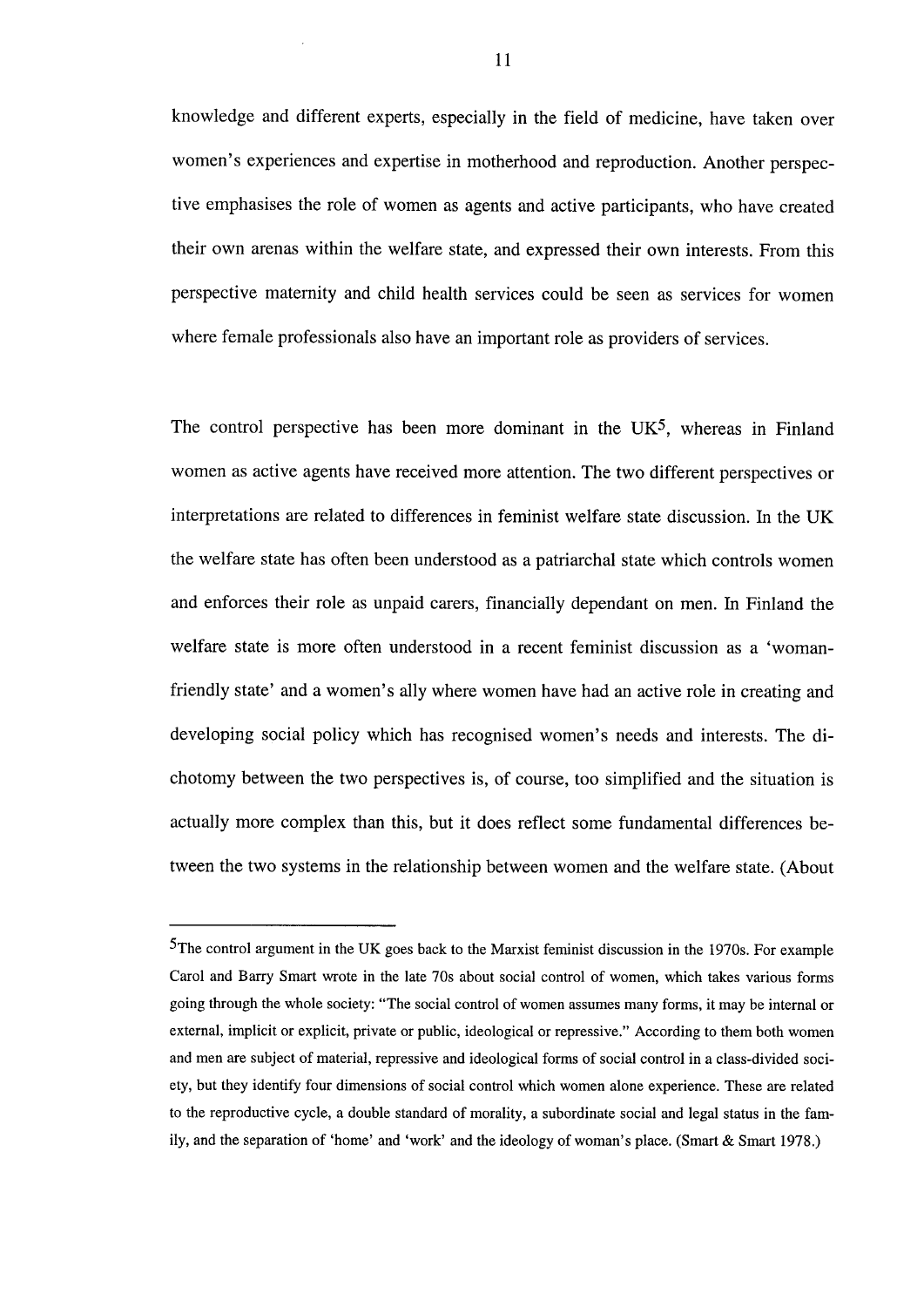knowledge and different experts, especially in the field of medicine, have taken over women's experiences and expertise in motherhood and reproduction. Another perspective emphasises the role of women as agents and active participants, who have created their own arenas within the welfare state, and expressed their own interests. From this perspective maternity and child health services could be seen as services for women where female professionals also have an important role as providers of services.

The control perspective has been more dominant in the UK[5], whereas in Finland women as active agents have received more attention. The two different perspectives or interpretations are related to differences in feminist welfare state discussion. In the UK the welfare state has often been understood as a patriarchal state which controls women and enforces their role as unpaid carers, financially dependant on men. In Finland the welfare state is more often understood in a recent feminist discussion as a 'woman-friendly state' and a women's ally where women have had an active role in creating and developing social policy which has recognised women's needs and interests. The dichotomy between the two perspectives is, of course, too simplified and the situation is actually more complex than this, but it does reflect some fundamental differences between the two systems in the relationship between women and the welfare state. (About

---

[5]The control argument in the UK goes back to the Marxist feminist discussion in the 1970s. For example Carol and Barry Smart wrote in the late 70s about social control of women, which takes various forms going through the whole society: "The social control of women assumes many forms, it may be internal or external, implicit or explicit, private or public, ideological or repressive." According to them both women and men are subject of material, repressive and ideological forms of social control in a class-divided society, but they identify four dimensions of social control which women alone experience. These are related to the reproductive cycle, a double standard of morality, a subordinate social and legal status in the family, and the separation of 'home' and 'work' and the ideology of woman's place. (Smart & Smart 1978.)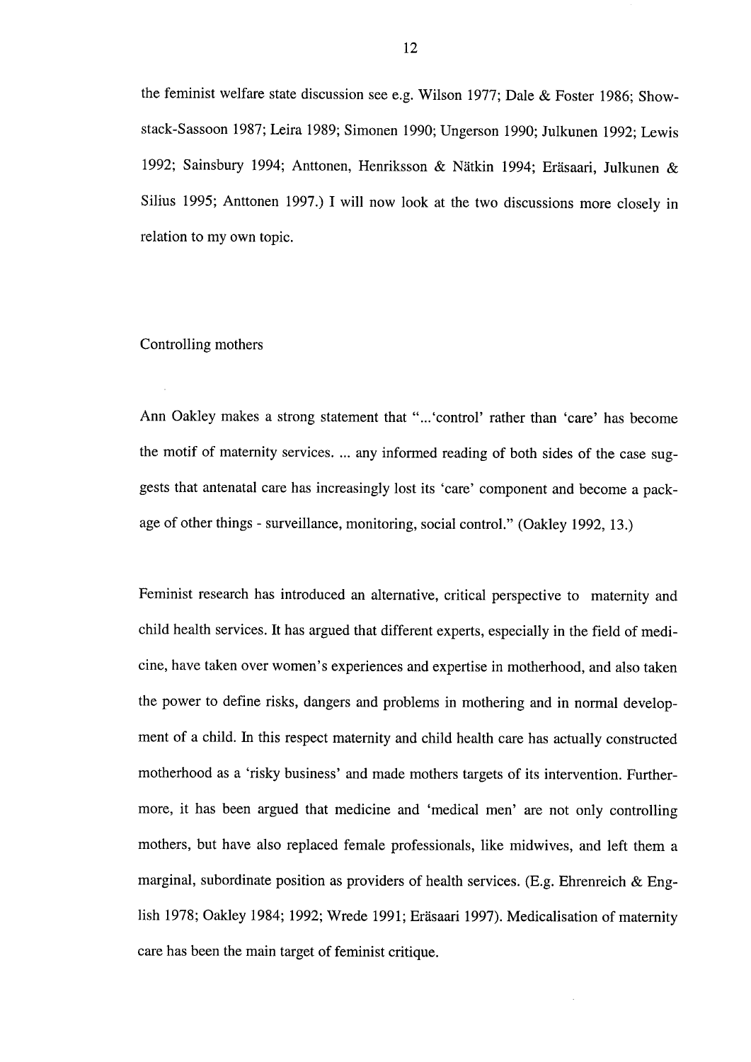the feminist welfare state discussion see e.g. Wilson 1977; Dale & Foster 1986; Showstack-Sassoon 1987; Leira 1989; Simonen 1990; Ungerson 1990; Julkunen 1992; Lewis 1992; Sainsbury 1994; Anttonen, Henriksson & Nätkin 1994; Eräsaari, Julkunen & Silius 1995; Anttonen 1997.) I will now look at the two discussions more closely in relation to my own topic.

## Controlling mothers

Ann Oakley makes a strong statement that "...'control' rather than 'care' has become the motif of maternity services. ... any informed reading of both sides of the case suggests that antenatal care has increasingly lost its 'care' component and become a package of other things - surveillance, monitoring, social control." (Oakley 1992, 13.)

Feminist research has introduced an alternative, critical perspective to maternity and child health services. It has argued that different experts, especially in the field of medicine, have taken over women's experiences and expertise in motherhood, and also taken the power to define risks, dangers and problems in mothering and in normal development of a child. In this respect maternity and child health care has actually constructed motherhood as a 'risky business' and made mothers targets of its intervention. Furthermore, it has been argued that medicine and 'medical men' are not only controlling mothers, but have also replaced female professionals, like midwives, and left them a marginal, subordinate position as providers of health services. (E.g. Ehrenreich & English 1978; Oakley 1984; 1992; Wrede 1991; Eräsaari 1997). Medicalisation of maternity care has been the main target of feminist critique.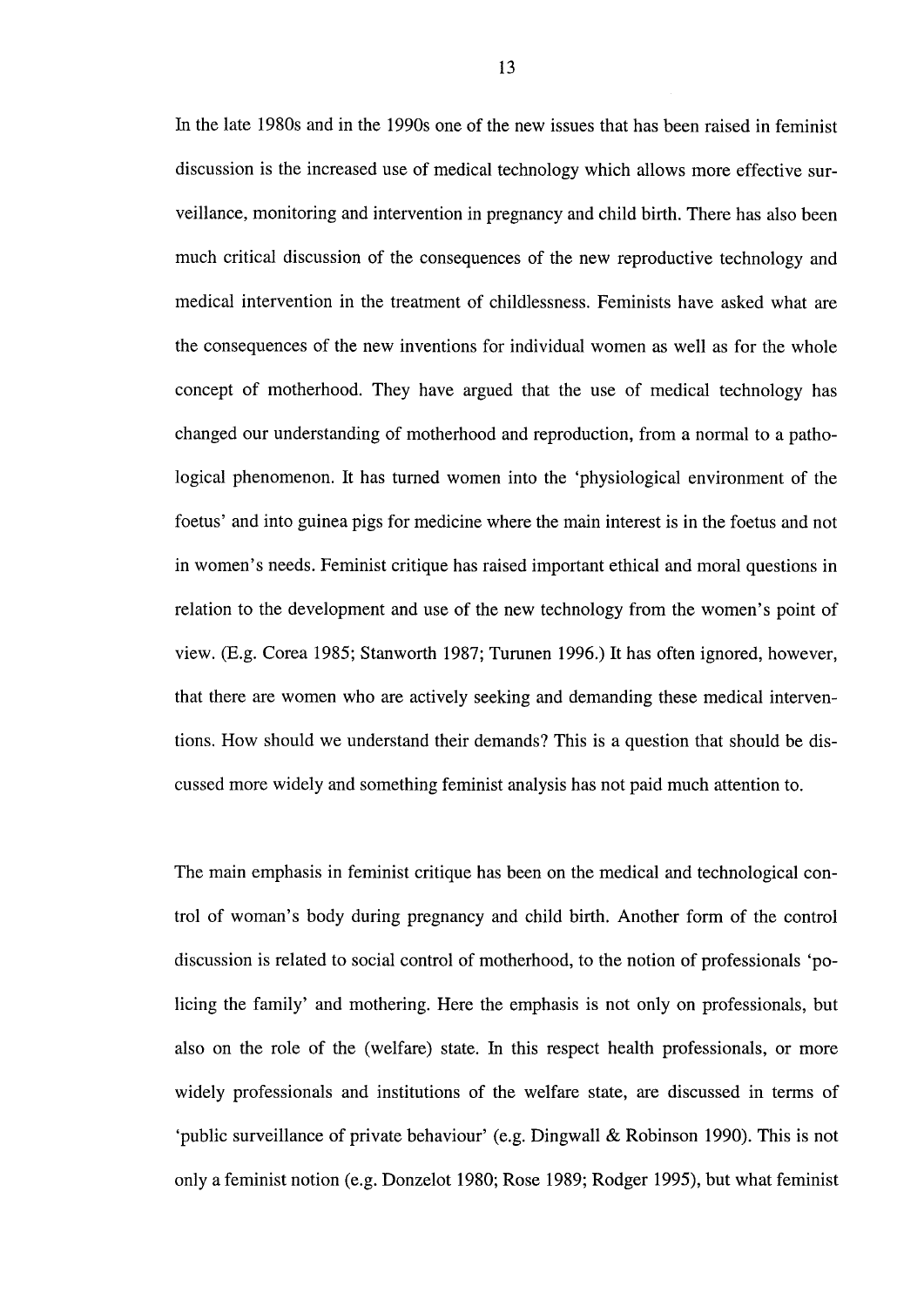In the late 1980s and in the 1990s one of the new issues that has been raised in feminist discussion is the increased use of medical technology which allows more effective surveillance, monitoring and intervention in pregnancy and child birth. There has also been much critical discussion of the consequences of the new reproductive technology and medical intervention in the treatment of childlessness. Feminists have asked what are the consequences of the new inventions for individual women as well as for the whole concept of motherhood. They have argued that the use of medical technology has changed our understanding of motherhood and reproduction, from a normal to a pathological phenomenon. It has turned women into the 'physiological environment of the foetus' and into guinea pigs for medicine where the main interest is in the foetus and not in women's needs. Feminist critique has raised important ethical and moral questions in relation to the development and use of the new technology from the women's point of view. (E.g. Corea 1985; Stanworth 1987; Turunen 1996.) It has often ignored, however, that there are women who are actively seeking and demanding these medical interventions. How should we understand their demands? This is a question that should be discussed more widely and something feminist analysis has not paid much attention to.

The main emphasis in feminist critique has been on the medical and technological control of woman's body during pregnancy and child birth. Another form of the control discussion is related to social control of motherhood, to the notion of professionals 'policing the family' and mothering. Here the emphasis is not only on professionals, but also on the role of the (welfare) state. In this respect health professionals, or more widely professionals and institutions of the welfare state, are discussed in terms of 'public surveillance of private behaviour' (e.g. Dingwall & Robinson 1990). This is not only a feminist notion (e.g. Donzelot 1980; Rose 1989; Rodger 1995), but what feminist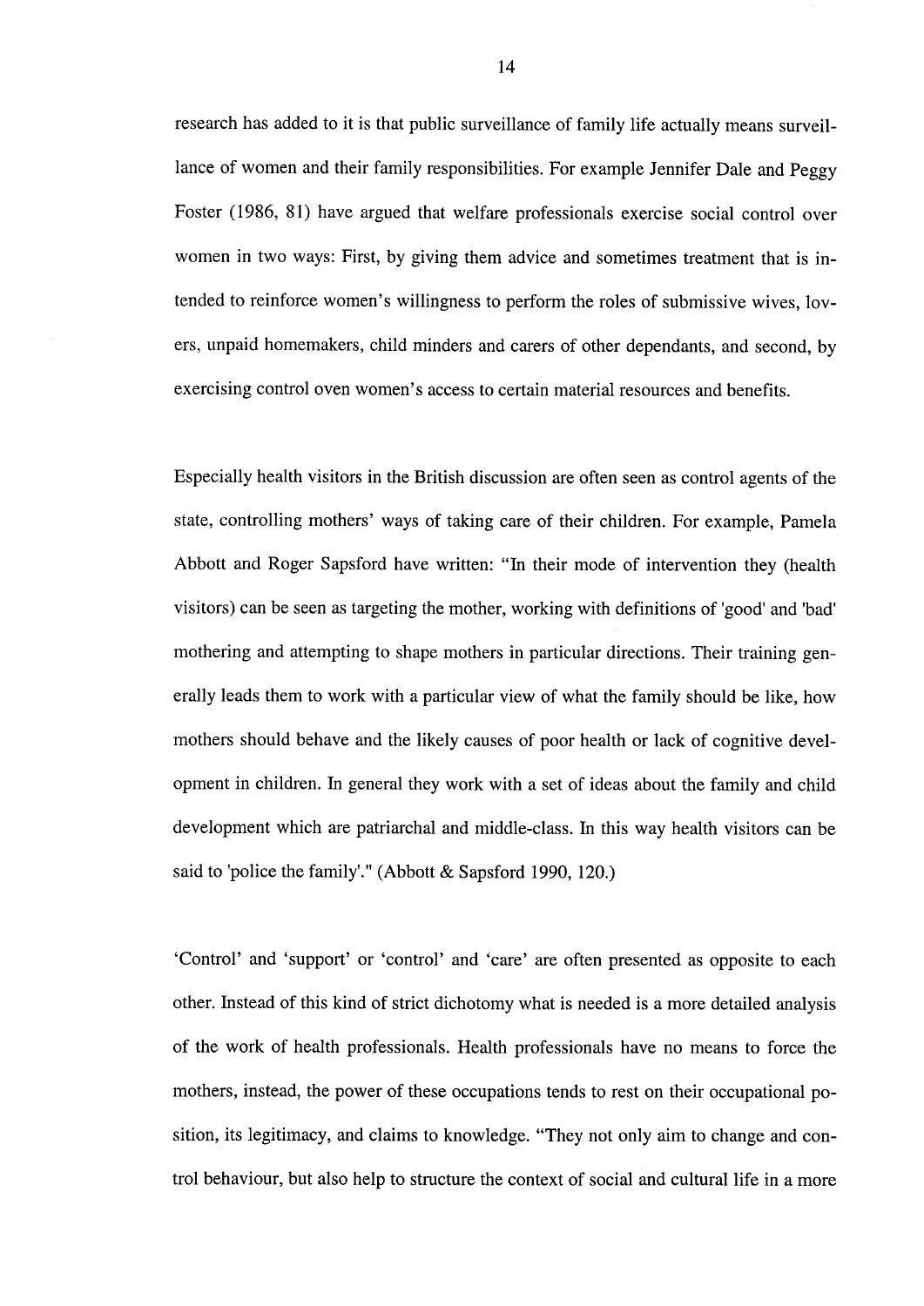research has added to it is that public surveillance of family life actually means surveillance of women and their family responsibilities. For example Jennifer Dale and Peggy Foster (1986, 81) have argued that welfare professionals exercise social control over women in two ways: First, by giving them advice and sometimes treatment that is intended to reinforce women's willingness to perform the roles of submissive wives, lovers, unpaid homemakers, child minders and carers of other dependants, and second, by exercising control oven women's access to certain material resources and benefits.

Especially health visitors in the British discussion are often seen as control agents of the state, controlling mothers' ways of taking care of their children. For example, Pamela Abbott and Roger Sapsford have written: "In their mode of intervention they (health visitors) can be seen as targeting the mother, working with definitions of 'good' and 'bad' mothering and attempting to shape mothers in particular directions. Their training generally leads them to work with a particular view of what the family should be like, how mothers should behave and the likely causes of poor health or lack of cognitive development in children. In general they work with a set of ideas about the family and child development which are patriarchal and middle-class. In this way health visitors can be said to 'police the family'." (Abbott & Sapsford 1990, 120.)

'Control' and 'support' or 'control' and 'care' are often presented as opposite to each other. Instead of this kind of strict dichotomy what is needed is a more detailed analysis of the work of health professionals. Health professionals have no means to force the mothers, instead, the power of these occupations tends to rest on their occupational position, its legitimacy, and claims to knowledge. "They not only aim to change and control behaviour, but also help to structure the context of social and cultural life in a more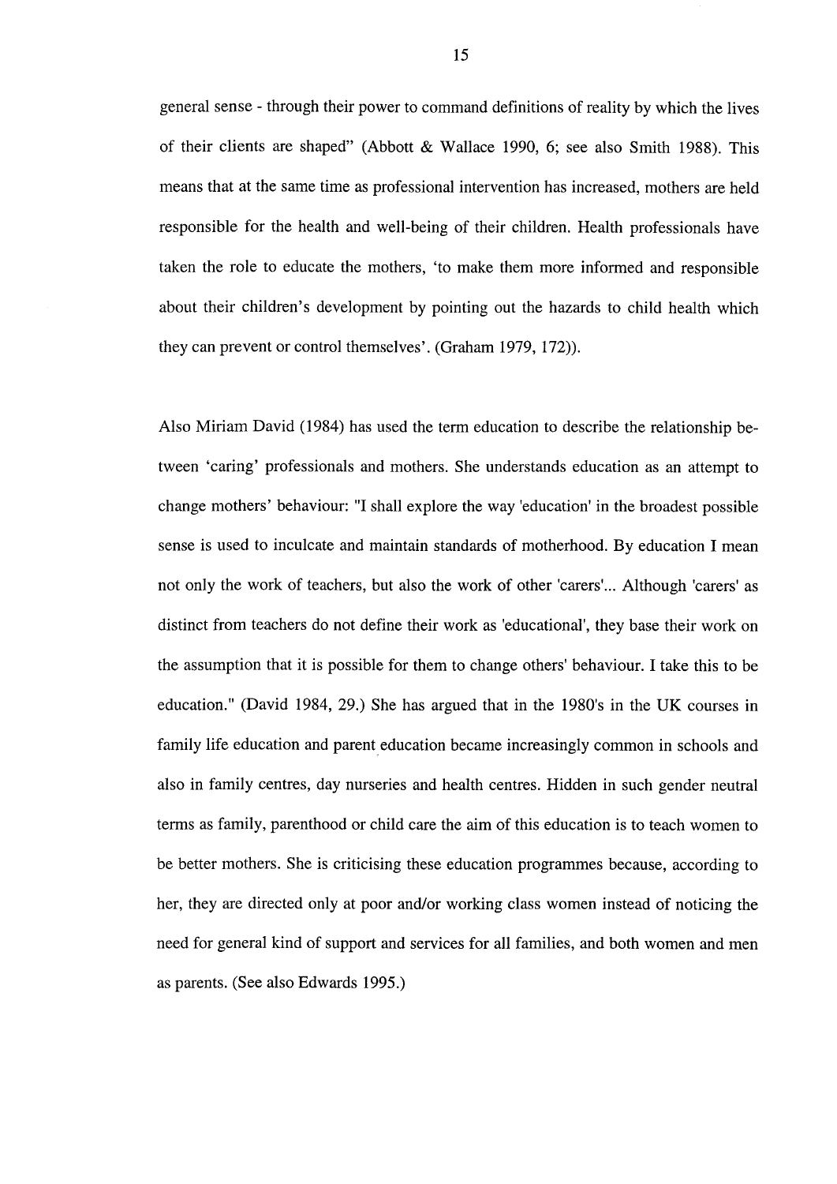general sense - through their power to command definitions of reality by which the lives of their clients are shaped" (Abbott & Wallace 1990, 6; see also Smith 1988). This means that at the same time as professional intervention has increased, mothers are held responsible for the health and well-being of their children. Health professionals have taken the role to educate the mothers, 'to make them more informed and responsible about their children's development by pointing out the hazards to child health which they can prevent or control themselves'. (Graham 1979, 172)).

Also Miriam David (1984) has used the term education to describe the relationship between 'caring' professionals and mothers. She understands education as an attempt to change mothers' behaviour: "I shall explore the way 'education' in the broadest possible sense is used to inculcate and maintain standards of motherhood. By education I mean not only the work of teachers, but also the work of other 'carers'... Although 'carers' as distinct from teachers do not define their work as 'educational', they base their work on the assumption that it is possible for them to change others' behaviour. I take this to be education." (David 1984, 29.) She has argued that in the 1980's in the UK courses in family life education and parent education became increasingly common in schools and also in family centres, day nurseries and health centres. Hidden in such gender neutral terms as family, parenthood or child care the aim of this education is to teach women to be better mothers. She is criticising these education programmes because, according to her, they are directed only at poor and/or working class women instead of noticing the need for general kind of support and services for all families, and both women and men as parents. (See also Edwards 1995.)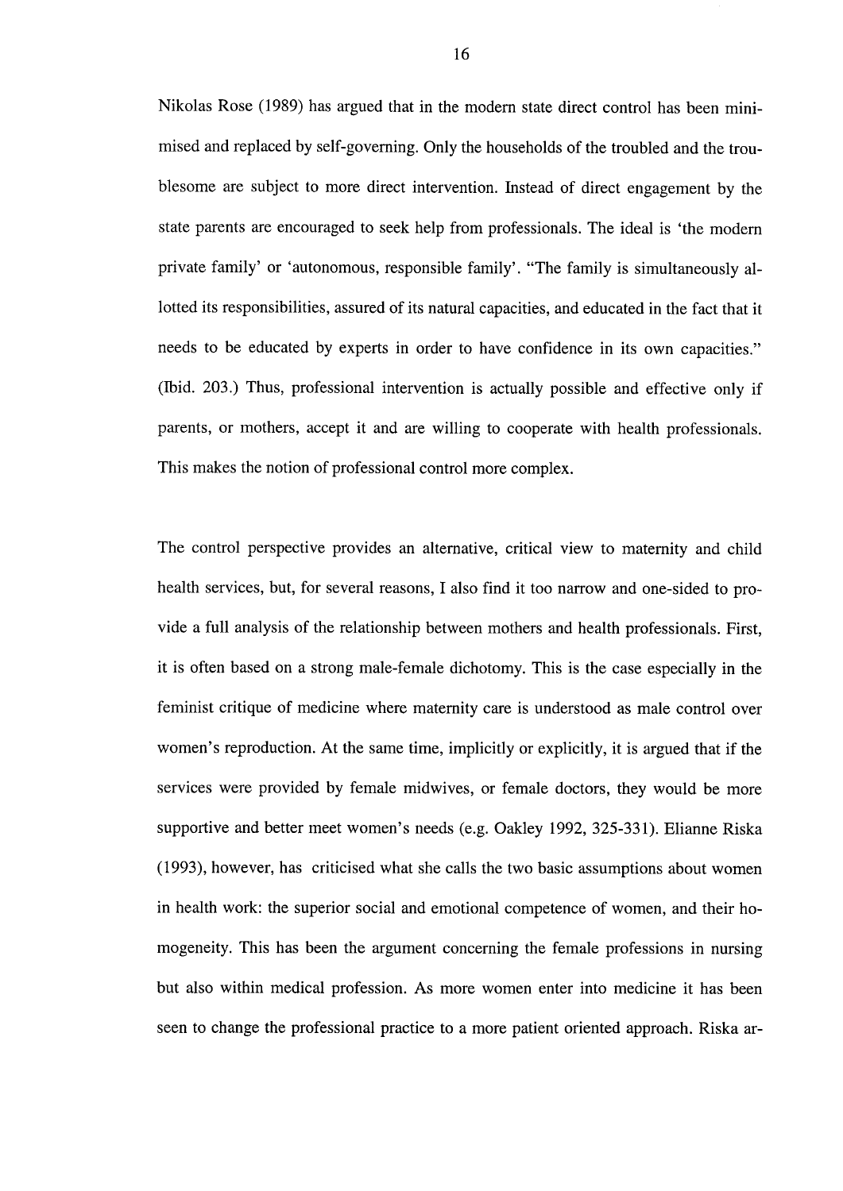Nikolas Rose (1989) has argued that in the modern state direct control has been minimised and replaced by self-governing. Only the households of the troubled and the troublesome are subject to more direct intervention. Instead of direct engagement by the state parents are encouraged to seek help from professionals. The ideal is 'the modern private family' or 'autonomous, responsible family'. "The family is simultaneously allotted its responsibilities, assured of its natural capacities, and educated in the fact that it needs to be educated by experts in order to have confidence in its own capacities." (Ibid. 203.) Thus, professional intervention is actually possible and effective only if parents, or mothers, accept it and are willing to cooperate with health professionals. This makes the notion of professional control more complex.

The control perspective provides an alternative, critical view to maternity and child health services, but, for several reasons, I also find it too narrow and one-sided to provide a full analysis of the relationship between mothers and health professionals. First, it is often based on a strong male-female dichotomy. This is the case especially in the feminist critique of medicine where maternity care is understood as male control over women's reproduction. At the same time, implicitly or explicitly, it is argued that if the services were provided by female midwives, or female doctors, they would be more supportive and better meet women's needs (e.g. Oakley 1992, 325-331). Elianne Riska (1993), however, has criticised what she calls the two basic assumptions about women in health work: the superior social and emotional competence of women, and their homogeneity. This has been the argument concerning the female professions in nursing but also within medical profession. As more women enter into medicine it has been seen to change the professional practice to a more patient oriented approach. Riska ar-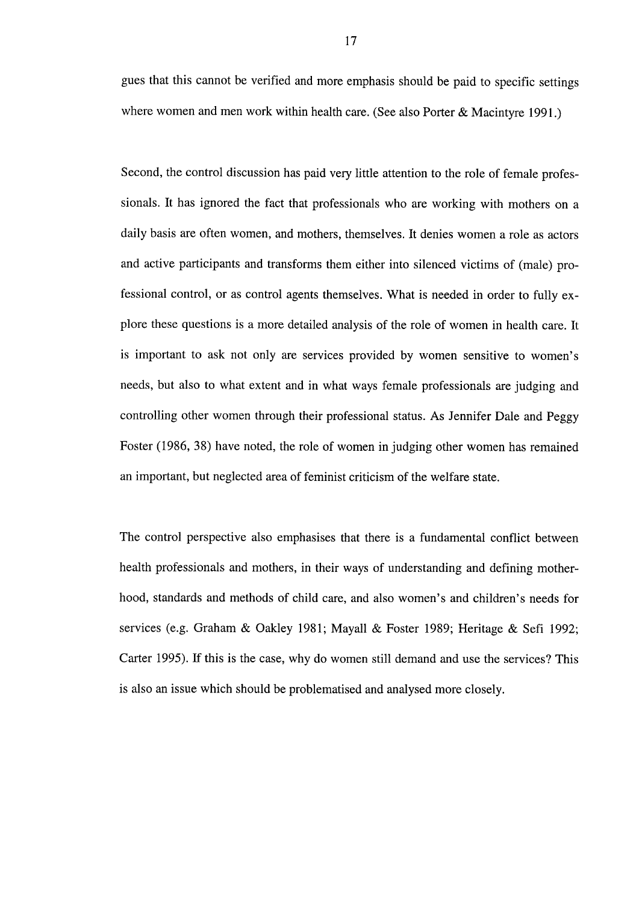gues that this cannot be verified and more emphasis should be paid to specific settings where women and men work within health care. (See also Porter & Macintyre 1991.)

Second, the control discussion has paid very little attention to the role of female professionals. It has ignored the fact that professionals who are working with mothers on a daily basis are often women, and mothers, themselves. It denies women a role as actors and active participants and transforms them either into silenced victims of (male) professional control, or as control agents themselves. What is needed in order to fully explore these questions is a more detailed analysis of the role of women in health care. It is important to ask not only are services provided by women sensitive to women's needs, but also to what extent and in what ways female professionals are judging and controlling other women through their professional status. As Jennifer Dale and Peggy Foster (1986, 38) have noted, the role of women in judging other women has remained an important, but neglected area of feminist criticism of the welfare state.

The control perspective also emphasises that there is a fundamental conflict between health professionals and mothers, in their ways of understanding and defining motherhood, standards and methods of child care, and also women's and children's needs for services (e.g. Graham & Oakley 1981; Mayall & Foster 1989; Heritage & Sefi 1992; Carter 1995). If this is the case, why do women still demand and use the services? This is also an issue which should be problematised and analysed more closely.